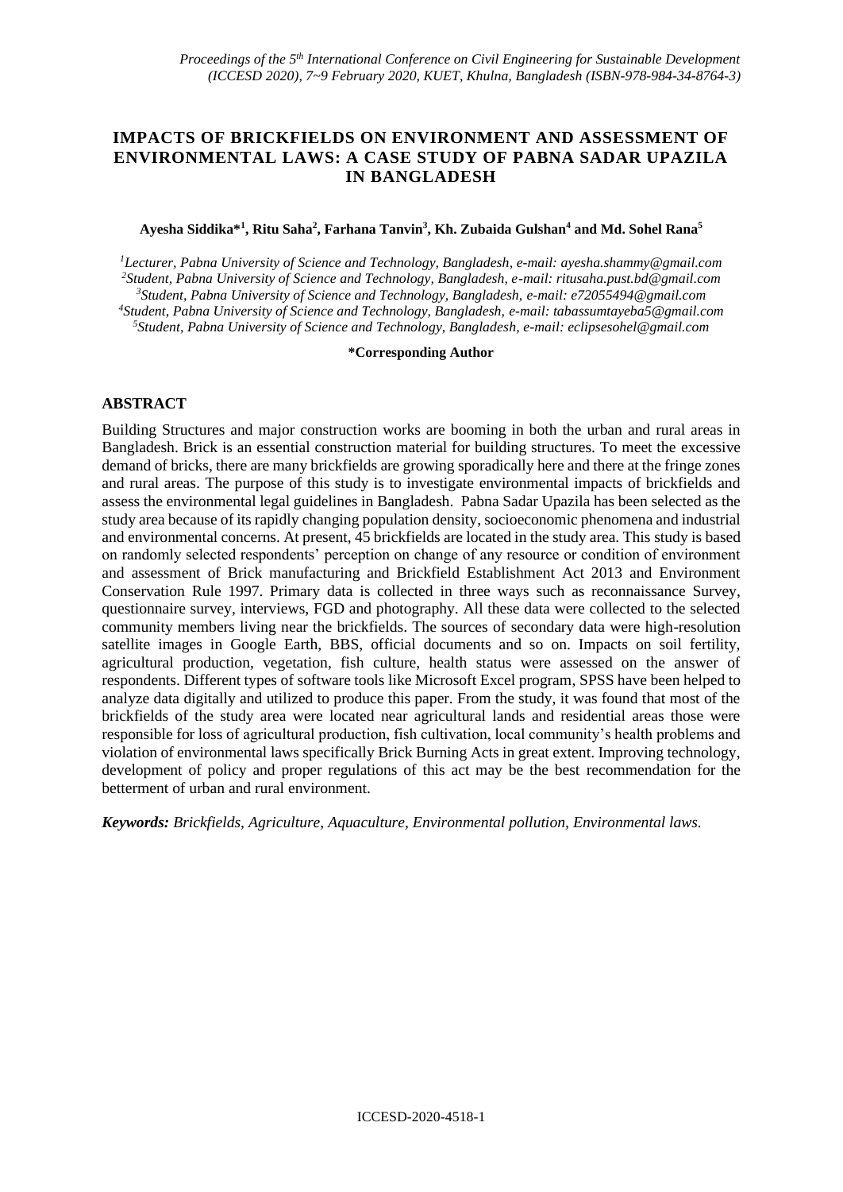# IMPACTS OF BRICKFIELDS ON ENVIRONMENT AND ASSESSMENT OF ENVIRONMENTAL LAWS: A CASE STUDY OF PABNA SADAR UPAZILA IN BANGLADESH

**Ayesha Siddika*[1], Ritu Saha[2], Farhana Tanvin[3], Kh. Zubaida Gulshan[4] and Md. Sohel Rana[5]**

*[1]Lecturer, Pabna University of Science and Technology, Bangladesh, e-mail: ayesha.shammy@gmail.com*
*[2]Student, Pabna University of Science and Technology, Bangladesh, e-mail: ritusaha.pust.bd@gmail.com*
*[3]Student, Pabna University of Science and Technology, Bangladesh, e-mail: e72055494@gmail.com*
*[4]Student, Pabna University of Science and Technology, Bangladesh, e-mail: tabassumtayeba5@gmail.com*
*[5]Student, Pabna University of Science and Technology, Bangladesh, e-mail: eclipsesohel@gmail.com*

**\*Corresponding Author**

## ABSTRACT

Building Structures and major construction works are booming in both the urban and rural areas in Bangladesh. Brick is an essential construction material for building structures. To meet the excessive demand of bricks, there are many brickfields are growing sporadically here and there at the fringe zones and rural areas. The purpose of this study is to investigate environmental impacts of brickfields and assess the environmental legal guidelines in Bangladesh. Pabna Sadar Upazila has been selected as the study area because of its rapidly changing population density, socioeconomic phenomena and industrial and environmental concerns. At present, 45 brickfields are located in the study area. This study is based on randomly selected respondents' perception on change of any resource or condition of environment and assessment of Brick manufacturing and Brickfield Establishment Act 2013 and Environment Conservation Rule 1997. Primary data is collected in three ways such as reconnaissance Survey, questionnaire survey, interviews, FGD and photography. All these data were collected to the selected community members living near the brickfields. The sources of secondary data were high-resolution satellite images in Google Earth, BBS, official documents and so on. Impacts on soil fertility, agricultural production, vegetation, fish culture, health status were assessed on the answer of respondents. Different types of software tools like Microsoft Excel program, SPSS have been helped to analyze data digitally and utilized to produce this paper. From the study, it was found that most of the brickfields of the study area were located near agricultural lands and residential areas those were responsible for loss of agricultural production, fish cultivation, local community's health problems and violation of environmental laws specifically Brick Burning Acts in great extent. Improving technology, development of policy and proper regulations of this act may be the best recommendation for the betterment of urban and rural environment.

***Keywords:** Brickfields, Agriculture, Aquaculture, Environmental pollution, Environmental laws.*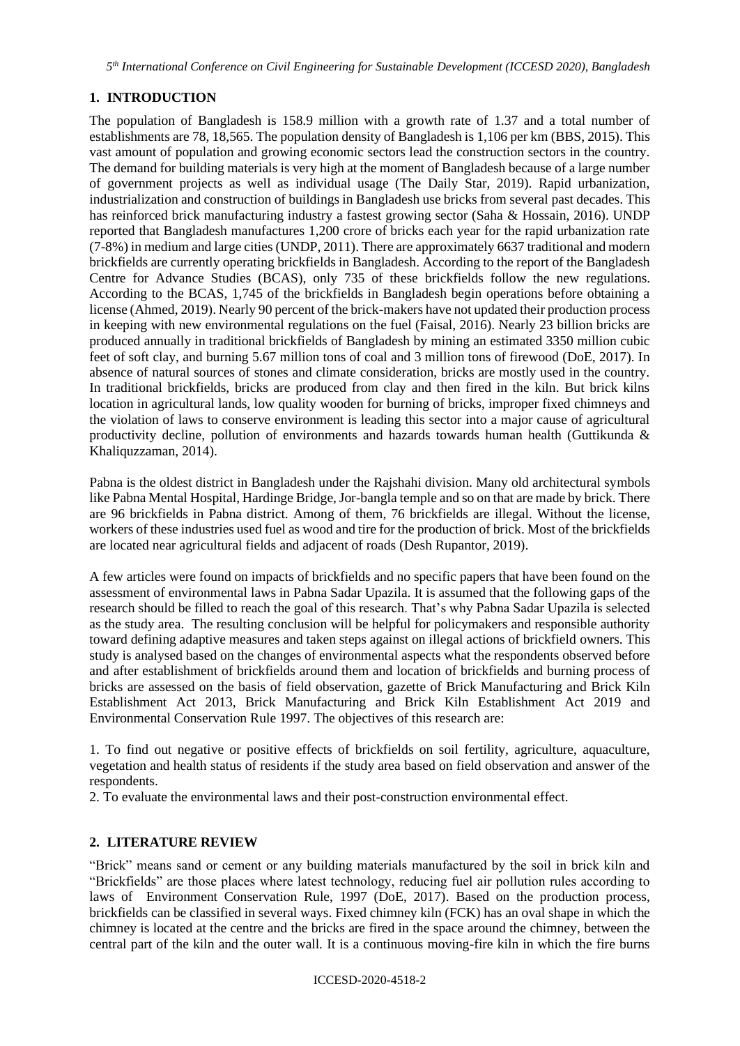## 1. INTRODUCTION

The population of Bangladesh is 158.9 million with a growth rate of 1.37 and a total number of establishments are 78, 18,565. The population density of Bangladesh is 1,106 per km (BBS, 2015). This vast amount of population and growing economic sectors lead the construction sectors in the country. The demand for building materials is very high at the moment of Bangladesh because of a large number of government projects as well as individual usage (The Daily Star, 2019). Rapid urbanization, industrialization and construction of buildings in Bangladesh use bricks from several past decades. This has reinforced brick manufacturing industry a fastest growing sector (Saha & Hossain, 2016). UNDP reported that Bangladesh manufactures 1,200 crore of bricks each year for the rapid urbanization rate (7-8%) in medium and large cities (UNDP, 2011). There are approximately 6637 traditional and modern brickfields are currently operating brickfields in Bangladesh. According to the report of the Bangladesh Centre for Advance Studies (BCAS), only 735 of these brickfields follow the new regulations. According to the BCAS, 1,745 of the brickfields in Bangladesh begin operations before obtaining a license (Ahmed, 2019). Nearly 90 percent of the brick-makers have not updated their production process in keeping with new environmental regulations on the fuel (Faisal, 2016). Nearly 23 billion bricks are produced annually in traditional brickfields of Bangladesh by mining an estimated 3350 million cubic feet of soft clay, and burning 5.67 million tons of coal and 3 million tons of firewood (DoE, 2017). In absence of natural sources of stones and climate consideration, bricks are mostly used in the country. In traditional brickfields, bricks are produced from clay and then fired in the kiln. But brick kilns location in agricultural lands, low quality wooden for burning of bricks, improper fixed chimneys and the violation of laws to conserve environment is leading this sector into a major cause of agricultural productivity decline, pollution of environments and hazards towards human health (Guttikunda & Khaliquzzaman, 2014).

Pabna is the oldest district in Bangladesh under the Rajshahi division. Many old architectural symbols like Pabna Mental Hospital, Hardinge Bridge, Jor-bangla temple and so on that are made by brick. There are 96 brickfields in Pabna district. Among of them, 76 brickfields are illegal. Without the license, workers of these industries used fuel as wood and tire for the production of brick. Most of the brickfields are located near agricultural fields and adjacent of roads (Desh Rupantor, 2019).

A few articles were found on impacts of brickfields and no specific papers that have been found on the assessment of environmental laws in Pabna Sadar Upazila. It is assumed that the following gaps of the research should be filled to reach the goal of this research. That's why Pabna Sadar Upazila is selected as the study area. The resulting conclusion will be helpful for policymakers and responsible authority toward defining adaptive measures and taken steps against on illegal actions of brickfield owners. This study is analysed based on the changes of environmental aspects what the respondents observed before and after establishment of brickfields around them and location of brickfields and burning process of bricks are assessed on the basis of field observation, gazette of Brick Manufacturing and Brick Kiln Establishment Act 2013, Brick Manufacturing and Brick Kiln Establishment Act 2019 and Environmental Conservation Rule 1997. The objectives of this research are:

1. To find out negative or positive effects of brickfields on soil fertility, agriculture, aquaculture, vegetation and health status of residents if the study area based on field observation and answer of the respondents.
2. To evaluate the environmental laws and their post-construction environmental effect.

## 2. LITERATURE REVIEW

"Brick" means sand or cement or any building materials manufactured by the soil in brick kiln and "Brickfields" are those places where latest technology, reducing fuel air pollution rules according to laws of Environment Conservation Rule, 1997 (DoE, 2017). Based on the production process, brickfields can be classified in several ways. Fixed chimney kiln (FCK) has an oval shape in which the chimney is located at the centre and the bricks are fired in the space around the chimney, between the central part of the kiln and the outer wall. It is a continuous moving-fire kiln in which the fire burns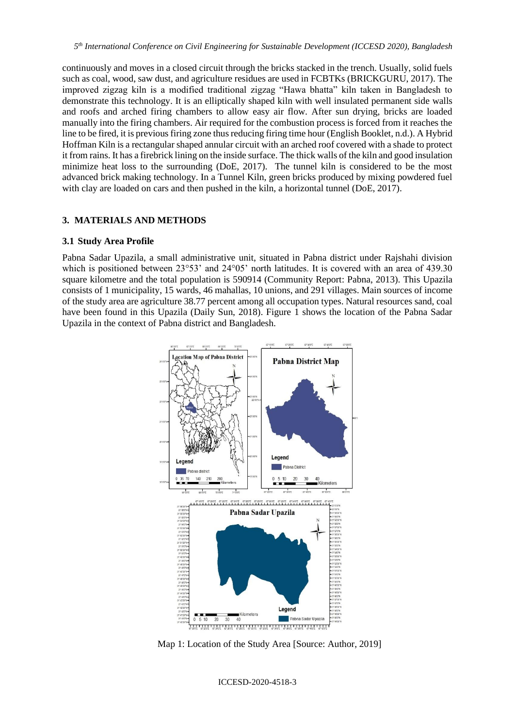continuously and moves in a closed circuit through the bricks stacked in the trench. Usually, solid fuels such as coal, wood, saw dust, and agriculture residues are used in FCBTKs (BRICKGURU, 2017). The improved zigzag kiln is a modified traditional zigzag "Hawa bhatta" kiln taken in Bangladesh to demonstrate this technology. It is an elliptically shaped kiln with well insulated permanent side walls and roofs and arched firing chambers to allow easy air flow. After sun drying, bricks are loaded manually into the firing chambers. Air required for the combustion process is forced from it reaches the line to be fired, it is previous firing zone thus reducing firing time hour (English Booklet, n.d.). A Hybrid Hoffman Kiln is a rectangular shaped annular circuit with an arched roof covered with a shade to protect it from rains. It has a firebrick lining on the inside surface. The thick walls of the kiln and good insulation minimize heat loss to the surrounding (DoE, 2017). The tunnel kiln is considered to be the most advanced brick making technology. In a Tunnel Kiln, green bricks produced by mixing powdered fuel with clay are loaded on cars and then pushed in the kiln, a horizontal tunnel (DoE, 2017).

## 3. MATERIALS AND METHODS

### 3.1 Study Area Profile

Pabna Sadar Upazila, a small administrative unit, situated in Pabna district under Rajshahi division which is positioned between 23°53' and 24°05' north latitudes. It is covered with an area of 439.30 square kilometre and the total population is 590914 (Community Report: Pabna, 2013). This Upazila consists of 1 municipality, 15 wards, 46 mahallas, 10 unions, and 291 villages. Main sources of income of the study area are agriculture 38.77 percent among all occupation types. Natural resources sand, coal have been found in this Upazila (Daily Sun, 2018). Figure 1 shows the location of the Pabna Sadar Upazila in the context of Pabna district and Bangladesh.

Map 1: Location of the Study Area [Source: Author, 2019]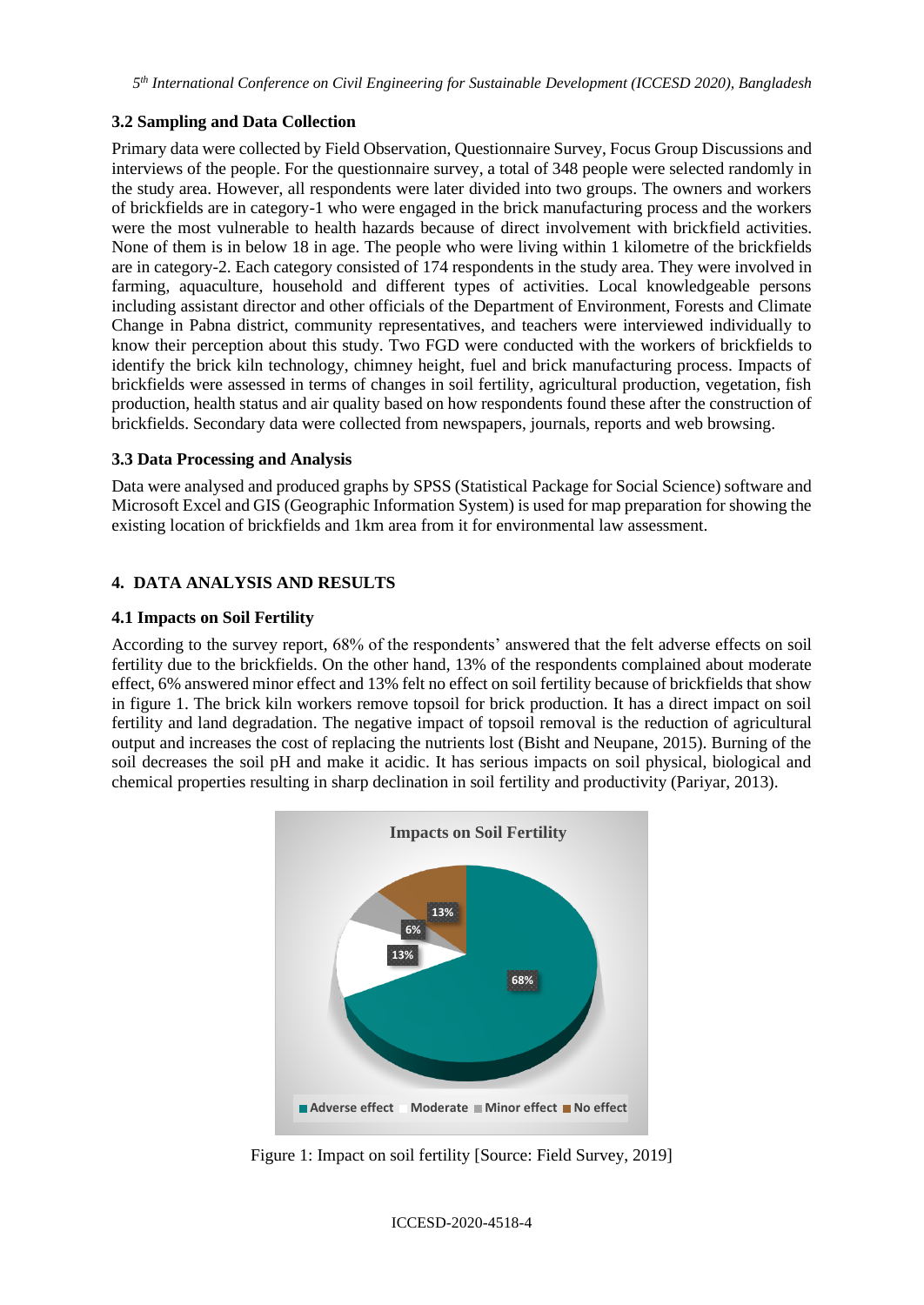### 3.2 Sampling and Data Collection

Primary data were collected by Field Observation, Questionnaire Survey, Focus Group Discussions and interviews of the people. For the questionnaire survey, a total of 348 people were selected randomly in the study area. However, all respondents were later divided into two groups. The owners and workers of brickfields are in category-1 who were engaged in the brick manufacturing process and the workers were the most vulnerable to health hazards because of direct involvement with brickfield activities. None of them is in below 18 in age. The people who were living within 1 kilometre of the brickfields are in category-2. Each category consisted of 174 respondents in the study area. They were involved in farming, aquaculture, household and different types of activities. Local knowledgeable persons including assistant director and other officials of the Department of Environment, Forests and Climate Change in Pabna district, community representatives, and teachers were interviewed individually to know their perception about this study. Two FGD were conducted with the workers of brickfields to identify the brick kiln technology, chimney height, fuel and brick manufacturing process. Impacts of brickfields were assessed in terms of changes in soil fertility, agricultural production, vegetation, fish production, health status and air quality based on how respondents found these after the construction of brickfields. Secondary data were collected from newspapers, journals, reports and web browsing.

### 3.3 Data Processing and Analysis

Data were analysed and produced graphs by SPSS (Statistical Package for Social Science) software and Microsoft Excel and GIS (Geographic Information System) is used for map preparation for showing the existing location of brickfields and 1km area from it for environmental law assessment.

## 4. DATA ANALYSIS AND RESULTS

### 4.1 Impacts on Soil Fertility

According to the survey report, 68% of the respondents' answered that the felt adverse effects on soil fertility due to the brickfields. On the other hand, 13% of the respondents complained about moderate effect, 6% answered minor effect and 13% felt no effect on soil fertility because of brickfields that show in figure 1. The brick kiln workers remove topsoil for brick production. It has a direct impact on soil fertility and land degradation. The negative impact of topsoil removal is the reduction of agricultural output and increases the cost of replacing the nutrients lost (Bisht and Neupane, 2015). Burning of the soil decreases the soil pH and make it acidic. It has serious impacts on soil physical, biological and chemical properties resulting in sharp declination in soil fertility and productivity (Pariyar, 2013).

**Impacts on Soil Fertility**

| Category | Percentage |
|---|---|
| Adverse effect | 68% |
| Moderate | 13% |
| Minor effect | 6% |
| No effect | 13% |

Figure 1: Impact on soil fertility [Source: Field Survey, 2019]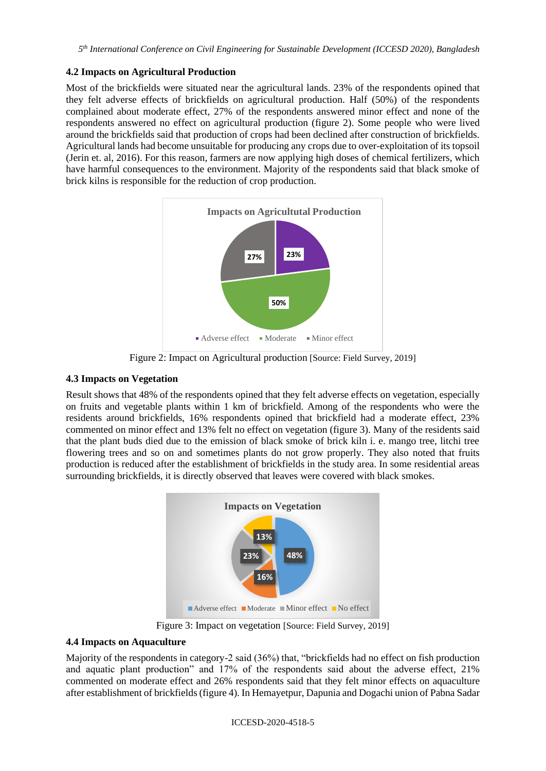### 4.2 Impacts on Agricultural Production

Most of the brickfields were situated near the agricultural lands. 23% of the respondents opined that they felt adverse effects of brickfields on agricultural production. Half (50%) of the respondents complained about moderate effect, 27% of the respondents answered minor effect and none of the respondents answered no effect on agricultural production (figure 2). Some people who were lived around the brickfields said that production of crops had been declined after construction of brickfields. Agricultural lands had become unsuitable for producing any crops due to over-exploitation of its topsoil (Jerin et. al, 2016). For this reason, farmers are now applying high doses of chemical fertilizers, which have harmful consequences to the environment. Majority of the respondents said that black smoke of brick kilns is responsible for the reduction of crop production.

Figure 2: Impact on Agricultural production [Source: Field Survey, 2019]

### 4.3 Impacts on Vegetation

Result shows that 48% of the respondents opined that they felt adverse effects on vegetation, especially on fruits and vegetable plants within 1 km of brickfield. Among of the respondents who were the residents around brickfields, 16% respondents opined that brickfield had a moderate effect, 23% commented on minor effect and 13% felt no effect on vegetation (figure 3). Many of the residents said that the plant buds died due to the emission of black smoke of brick kiln i. e. mango tree, litchi tree flowering trees and so on and sometimes plants do not grow properly. They also noted that fruits production is reduced after the establishment of brickfields in the study area. In some residential areas surrounding brickfields, it is directly observed that leaves were covered with black smokes.

Figure 3: Impact on vegetation [Source: Field Survey, 2019]

### 4.4 Impacts on Aquaculture

Majority of the respondents in category-2 said (36%) that, "brickfields had no effect on fish production and aquatic plant production" and 17% of the respondents said about the adverse effect, 21% commented on moderate effect and 26% respondents said that they felt minor effects on aquaculture after establishment of brickfields (figure 4). In Hemayetpur, Dapunia and Dogachi union of Pabna Sadar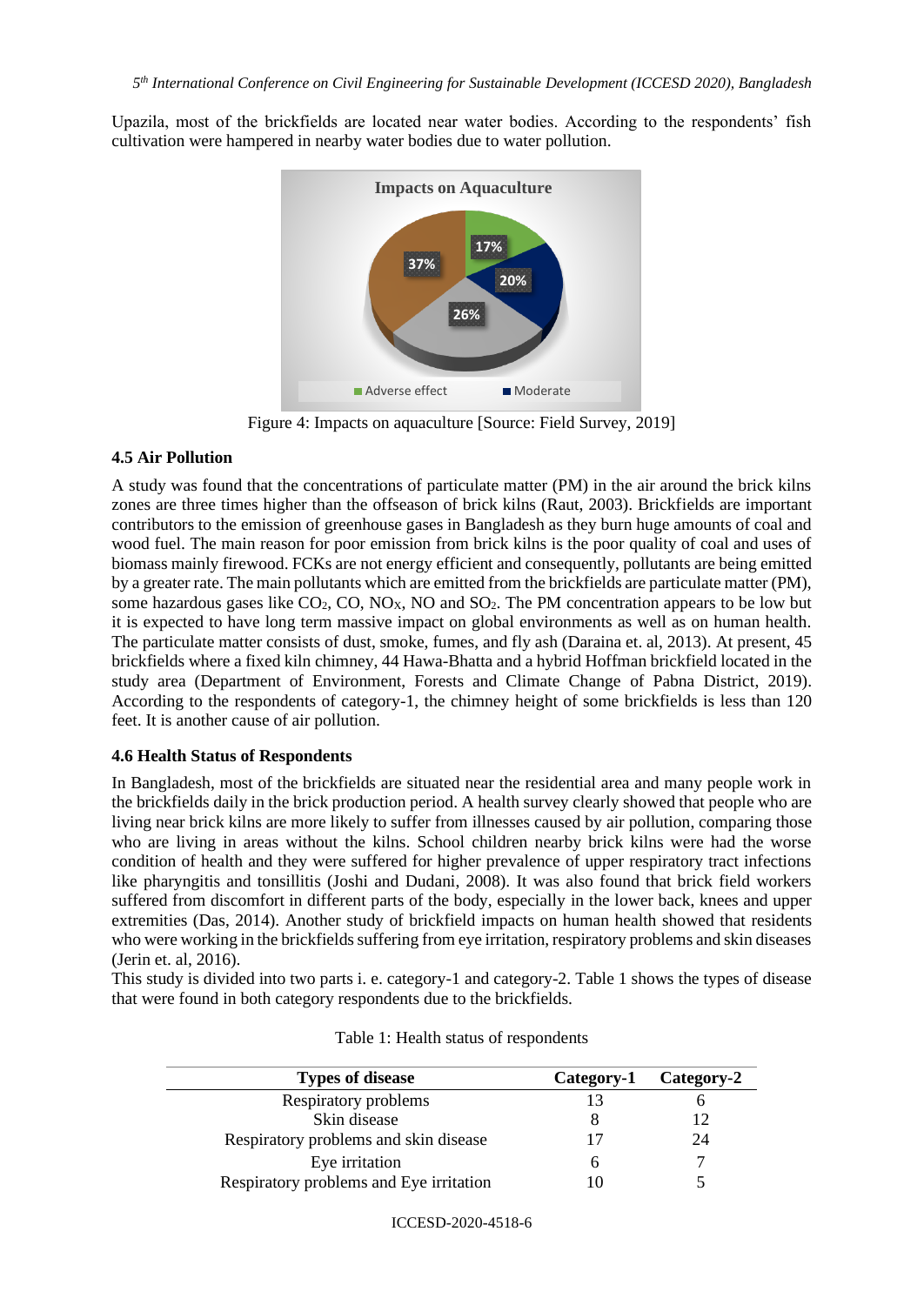Upazila, most of the brickfields are located near water bodies. According to the respondents' fish cultivation were hampered in nearby water bodies due to water pollution.

Figure 4: Impacts on aquaculture [Source: Field Survey, 2019]

### 4.5 Air Pollution

A study was found that the concentrations of particulate matter (PM) in the air around the brick kilns zones are three times higher than the offseason of brick kilns (Raut, 2003). Brickfields are important contributors to the emission of greenhouse gases in Bangladesh as they burn huge amounts of coal and wood fuel. The main reason for poor emission from brick kilns is the poor quality of coal and uses of biomass mainly firewood. FCKs are not energy efficient and consequently, pollutants are being emitted by a greater rate. The main pollutants which are emitted from the brickfields are particulate matter (PM), some hazardous gases like $CO_2$, CO, $NO_X$, NO and $SO_2$. The PM concentration appears to be low but it is expected to have long term massive impact on global environments as well as on human health. The particulate matter consists of dust, smoke, fumes, and fly ash (Daraina et. al, 2013). At present, 45 brickfields where a fixed kiln chimney, 44 Hawa-Bhatta and a hybrid Hoffman brickfield located in the study area (Department of Environment, Forests and Climate Change of Pabna District, 2019). According to the respondents of category-1, the chimney height of some brickfields is less than 120 feet. It is another cause of air pollution.

### 4.6 Health Status of Respondents

In Bangladesh, most of the brickfields are situated near the residential area and many people work in the brickfields daily in the brick production period. A health survey clearly showed that people who are living near brick kilns are more likely to suffer from illnesses caused by air pollution, comparing those who are living in areas without the kilns. School children nearby brick kilns were had the worse condition of health and they were suffered for higher prevalence of upper respiratory tract infections like pharyngitis and tonsillitis (Joshi and Dudani, 2008). It was also found that brick field workers suffered from discomfort in different parts of the body, especially in the lower back, knees and upper extremities (Das, 2014). Another study of brickfield impacts on human health showed that residents who were working in the brickfields suffering from eye irritation, respiratory problems and skin diseases (Jerin et. al, 2016).

This study is divided into two parts i. e. category-1 and category-2. Table 1 shows the types of disease that were found in both category respondents due to the brickfields.

Table 1: Health status of respondents

| Types of disease | Category-1 | Category-2 |
|---|---|---|
| Respiratory problems | 13 | 6 |
| Skin disease | 8 | 12 |
| Respiratory problems and skin disease | 17 | 24 |
| Eye irritation | 6 | 7 |
| Respiratory problems and Eye irritation | 10 | 5 |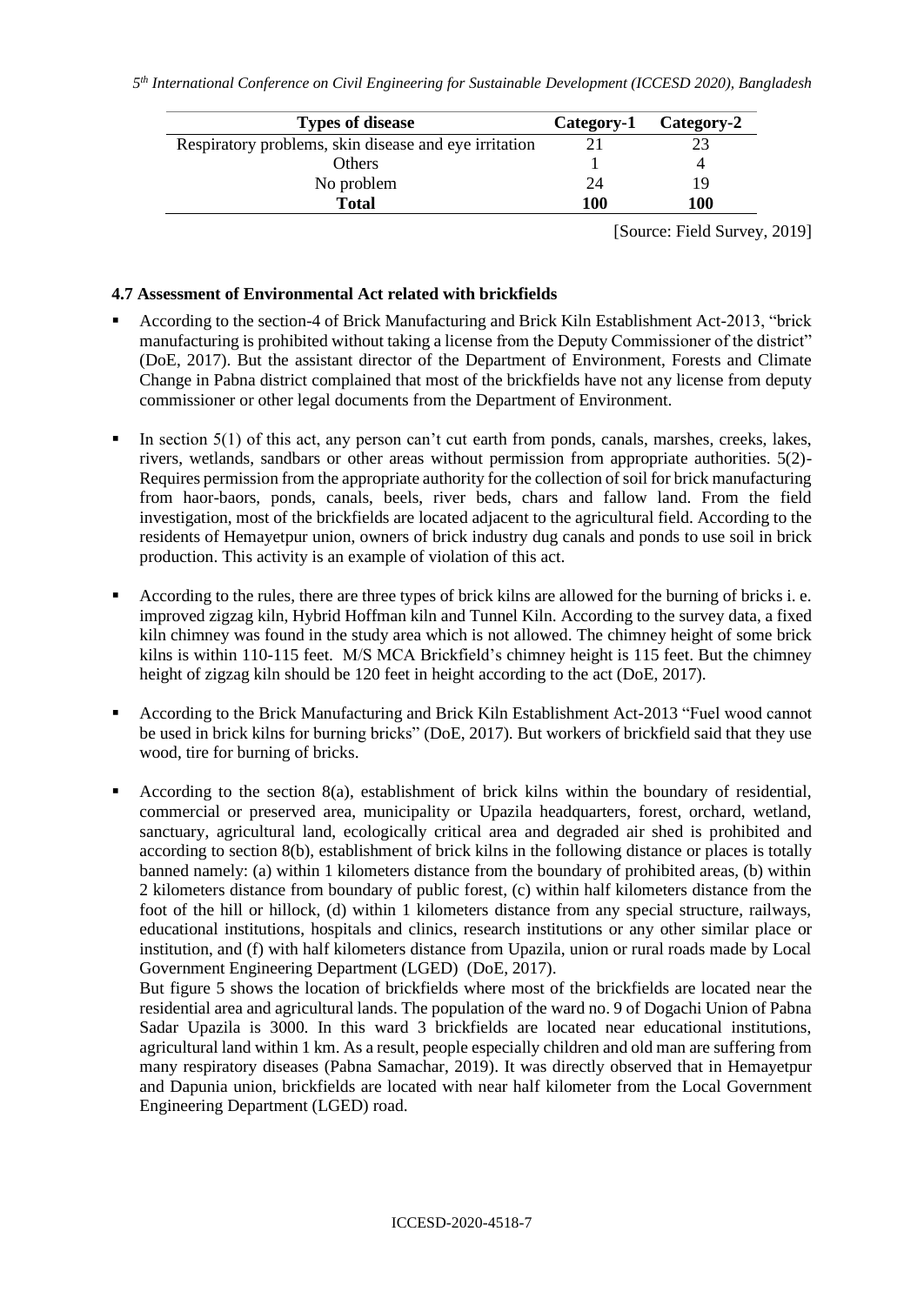| Types of disease | Category-1 | Category-2 |
|---|---|---|
| Respiratory problems, skin disease and eye irritation | 21 | 23 |
| Others | 1 | 4 |
| No problem | 24 | 19 |
| **Total** | **100** | **100** |

[Source: Field Survey, 2019]

### 4.7 Assessment of Environmental Act related with brickfields

- According to the section-4 of Brick Manufacturing and Brick Kiln Establishment Act-2013, "brick manufacturing is prohibited without taking a license from the Deputy Commissioner of the district" (DoE, 2017). But the assistant director of the Department of Environment, Forests and Climate Change in Pabna district complained that most of the brickfields have not any license from deputy commissioner or other legal documents from the Department of Environment.

- In section 5(1) of this act, any person can't cut earth from ponds, canals, marshes, creeks, lakes, rivers, wetlands, sandbars or other areas without permission from appropriate authorities. 5(2)- Requires permission from the appropriate authority for the collection of soil for brick manufacturing from haor-baors, ponds, canals, beels, river beds, chars and fallow land. From the field investigation, most of the brickfields are located adjacent to the agricultural field. According to the residents of Hemayetpur union, owners of brick industry dug canals and ponds to use soil in brick production. This activity is an example of violation of this act.

- According to the rules, there are three types of brick kilns are allowed for the burning of bricks i. e. improved zigzag kiln, Hybrid Hoffman kiln and Tunnel Kiln. According to the survey data, a fixed kiln chimney was found in the study area which is not allowed. The chimney height of some brick kilns is within 110-115 feet. M/S MCA Brickfield's chimney height is 115 feet. But the chimney height of zigzag kiln should be 120 feet in height according to the act (DoE, 2017).

- According to the Brick Manufacturing and Brick Kiln Establishment Act-2013 "Fuel wood cannot be used in brick kilns for burning bricks" (DoE, 2017). But workers of brickfield said that they use wood, tire for burning of bricks.

- According to the section 8(a), establishment of brick kilns within the boundary of residential, commercial or preserved area, municipality or Upazila headquarters, forest, orchard, wetland, sanctuary, agricultural land, ecologically critical area and degraded air shed is prohibited and according to section 8(b), establishment of brick kilns in the following distance or places is totally banned namely: (a) within 1 kilometers distance from the boundary of prohibited areas, (b) within 2 kilometers distance from boundary of public forest, (c) within half kilometers distance from the foot of the hill or hillock, (d) within 1 kilometers distance from any special structure, railways, educational institutions, hospitals and clinics, research institutions or any other similar place or institution, and (f) with half kilometers distance from Upazila, union or rural roads made by Local Government Engineering Department (LGED) (DoE, 2017).

  But figure 5 shows the location of brickfields where most of the brickfields are located near the residential area and agricultural lands. The population of the ward no. 9 of Dogachi Union of Pabna Sadar Upazila is 3000. In this ward 3 brickfields are located near educational institutions, agricultural land within 1 km. As a result, people especially children and old man are suffering from many respiratory diseases (Pabna Samachar, 2019). It was directly observed that in Hemayetpur and Dapunia union, brickfields are located with near half kilometer from the Local Government Engineering Department (LGED) road.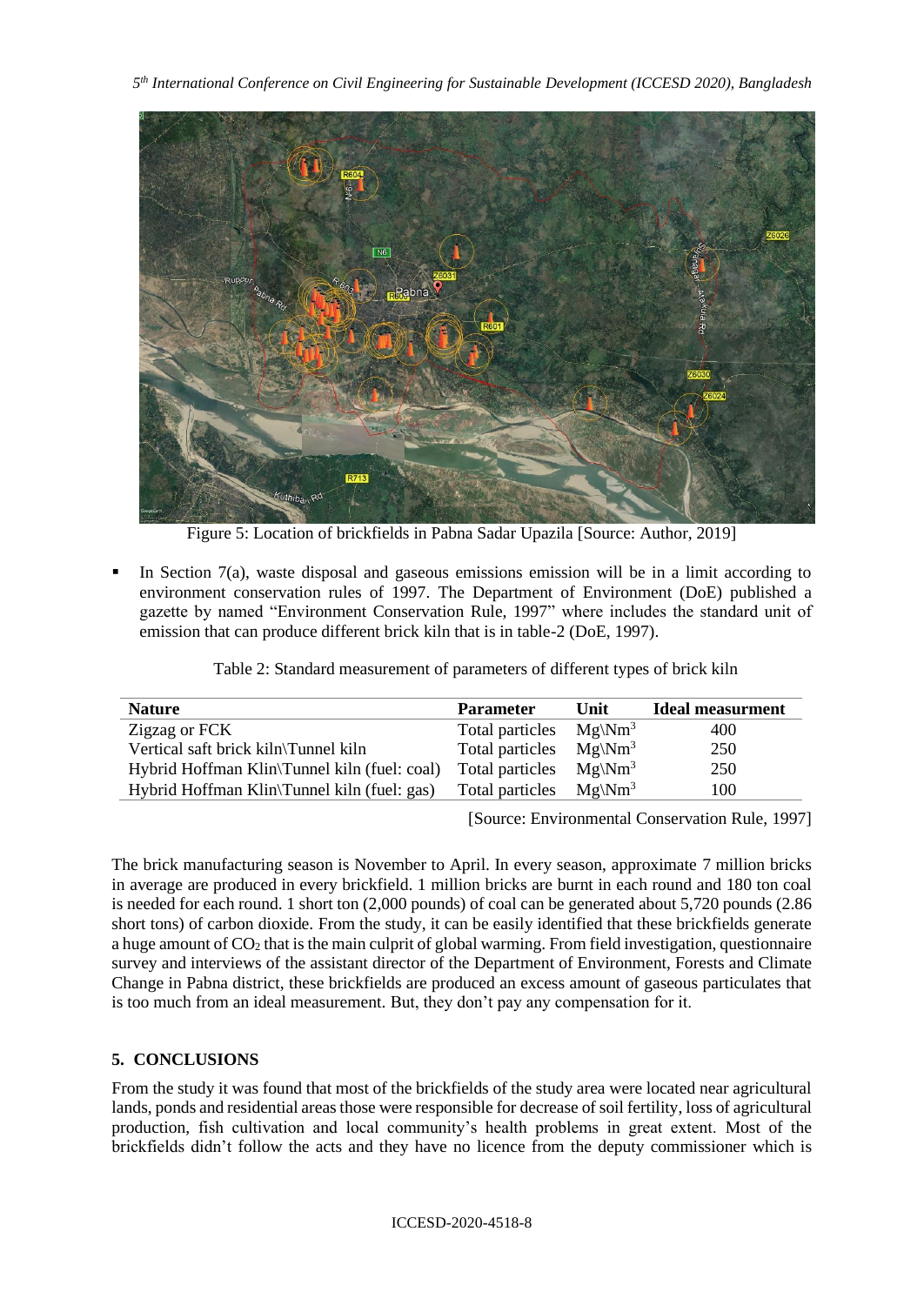Figure 5: Location of brickfields in Pabna Sadar Upazila [Source: Author, 2019]

- In Section 7(a), waste disposal and gaseous emissions emission will be in a limit according to environment conservation rules of 1997. The Department of Environment (DoE) published a gazette by named "Environment Conservation Rule, 1997" where includes the standard unit of emission that can produce different brick kiln that is in table-2 (DoE, 1997).

Table 2: Standard measurement of parameters of different types of brick kiln

| Nature | Parameter | Unit | Ideal measurment |
|---|---|---|---|
| Zigzag or FCK | Total particles | Mg\Nm$^3$ | 400 |
| Vertical saft brick kiln\Tunnel kiln | Total particles | Mg\Nm$^3$ | 250 |
| Hybrid Hoffman Klin\Tunnel kiln (fuel: coal) | Total particles | Mg\Nm$^3$ | 250 |
| Hybrid Hoffman Klin\Tunnel kiln (fuel: gas) | Total particles | Mg\Nm$^3$ | 100 |

[Source: Environmental Conservation Rule, 1997]

The brick manufacturing season is November to April. In every season, approximate 7 million bricks in average are produced in every brickfield. 1 million bricks are burnt in each round and 180 ton coal is needed for each round. 1 short ton (2,000 pounds) of coal can be generated about 5,720 pounds (2.86 short tons) of carbon dioxide. From the study, it can be easily identified that these brickfields generate a huge amount of $CO_2$ that is the main culprit of global warming. From field investigation, questionnaire survey and interviews of the assistant director of the Department of Environment, Forests and Climate Change in Pabna district, these brickfields are produced an excess amount of gaseous particulates that is too much from an ideal measurement. But, they don't pay any compensation for it.

## 5. CONCLUSIONS

From the study it was found that most of the brickfields of the study area were located near agricultural lands, ponds and residential areas those were responsible for decrease of soil fertility, loss of agricultural production, fish cultivation and local community's health problems in great extent. Most of the brickfields didn't follow the acts and they have no licence from the deputy commissioner which is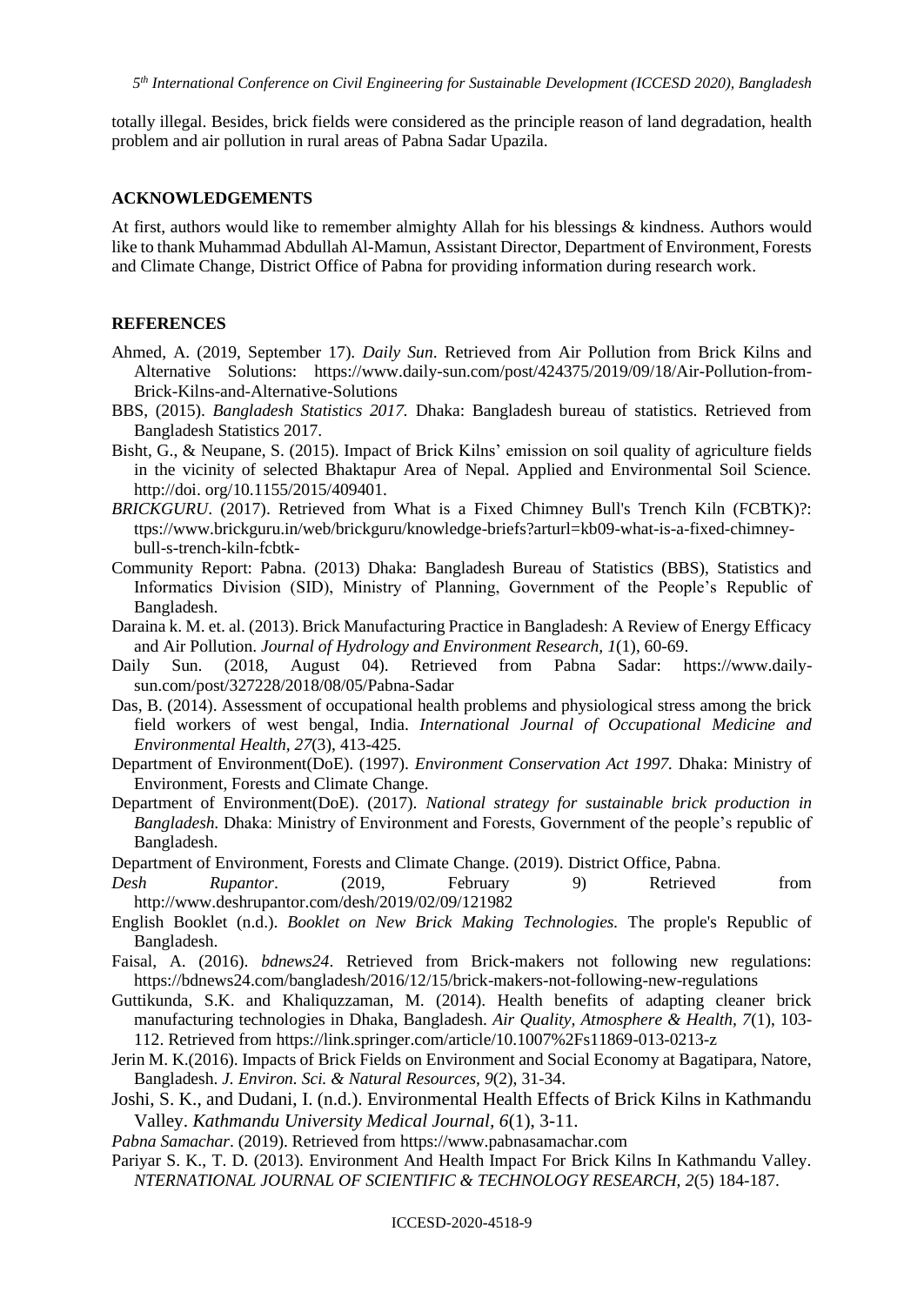totally illegal. Besides, brick fields were considered as the principle reason of land degradation, health problem and air pollution in rural areas of Pabna Sadar Upazila.

## ACKNOWLEDGEMENTS

At first, authors would like to remember almighty Allah for his blessings & kindness. Authors would like to thank Muhammad Abdullah Al-Mamun, Assistant Director, Department of Environment, Forests and Climate Change, District Office of Pabna for providing information during research work.

## REFERENCES

Ahmed, A. (2019, September 17). *Daily Sun*. Retrieved from Air Pollution from Brick Kilns and Alternative Solutions: https://www.daily-sun.com/post/424375/2019/09/18/Air-Pollution-from-Brick-Kilns-and-Alternative-Solutions

BBS, (2015). *Bangladesh Statistics 2017.* Dhaka: Bangladesh bureau of statistics. Retrieved from Bangladesh Statistics 2017.

Bisht, G., & Neupane, S. (2015). Impact of Brick Kilns' emission on soil quality of agriculture fields in the vicinity of selected Bhaktapur Area of Nepal. Applied and Environmental Soil Science. http://doi. org/10.1155/2015/409401.

*BRICKGURU*. (2017). Retrieved from What is a Fixed Chimney Bull's Trench Kiln (FCBTK)?: ttps://www.brickguru.in/web/brickguru/knowledge-briefs?arturl=kb09-what-is-a-fixed-chimney-bull-s-trench-kiln-fcbtk-

Community Report: Pabna. (2013) Dhaka: Bangladesh Bureau of Statistics (BBS), Statistics and Informatics Division (SID), Ministry of Planning, Government of the People's Republic of Bangladesh.

Daraina k. M. et. al. (2013). Brick Manufacturing Practice in Bangladesh: A Review of Energy Efficacy and Air Pollution. *Journal of Hydrology and Environment Research, 1*(1), 60-69.

Daily Sun. (2018, August 04). Retrieved from Pabna Sadar: https://www.daily-sun.com/post/327228/2018/08/05/Pabna-Sadar

Das, B. (2014). Assessment of occupational health problems and physiological stress among the brick field workers of west bengal, India. *International Journal of Occupational Medicine and Environmental Health, 27*(3), 413-425.

Department of Environment(DoE). (1997). *Environment Conservation Act 1997.* Dhaka: Ministry of Environment, Forests and Climate Change.

Department of Environment(DoE). (2017). *National strategy for sustainable brick production in Bangladesh*. Dhaka: Ministry of Environment and Forests, Government of the people's republic of Bangladesh.

Department of Environment, Forests and Climate Change. (2019). District Office, Pabna.

*Desh Rupantor*. (2019, February 9) Retrieved from http://www.deshrupantor.com/desh/2019/02/09/121982

English Booklet (n.d.). *Booklet on New Brick Making Technologies.* The prople's Republic of Bangladesh.

Faisal, A. (2016). *bdnews24*. Retrieved from Brick-makers not following new regulations: https://bdnews24.com/bangladesh/2016/12/15/brick-makers-not-following-new-regulations

Guttikunda, S.K. and Khaliquzzaman, M. (2014). Health benefits of adapting cleaner brick manufacturing technologies in Dhaka, Bangladesh. *Air Quality, Atmosphere & Health, 7*(1), 103-112. Retrieved from https://link.springer.com/article/10.1007%2Fs11869-013-0213-z

Jerin M. K.(2016). Impacts of Brick Fields on Environment and Social Economy at Bagatipara, Natore, Bangladesh. *J. Environ. Sci. & Natural Resources, 9*(2), 31-34.

Joshi, S. K., and Dudani, I. (n.d.). Environmental Health Effects of Brick Kilns in Kathmandu Valley. *Kathmandu University Medical Journal, 6*(1), 3-11.

*Pabna Samachar*. (2019). Retrieved from https://www.pabnasamachar.com

Pariyar S. K., T. D. (2013). Environment And Health Impact For Brick Kilns In Kathmandu Valley. *NTERNATIONAL JOURNAL OF SCIENTIFIC & TECHNOLOGY RESEARCH, 2*(5) 184-187.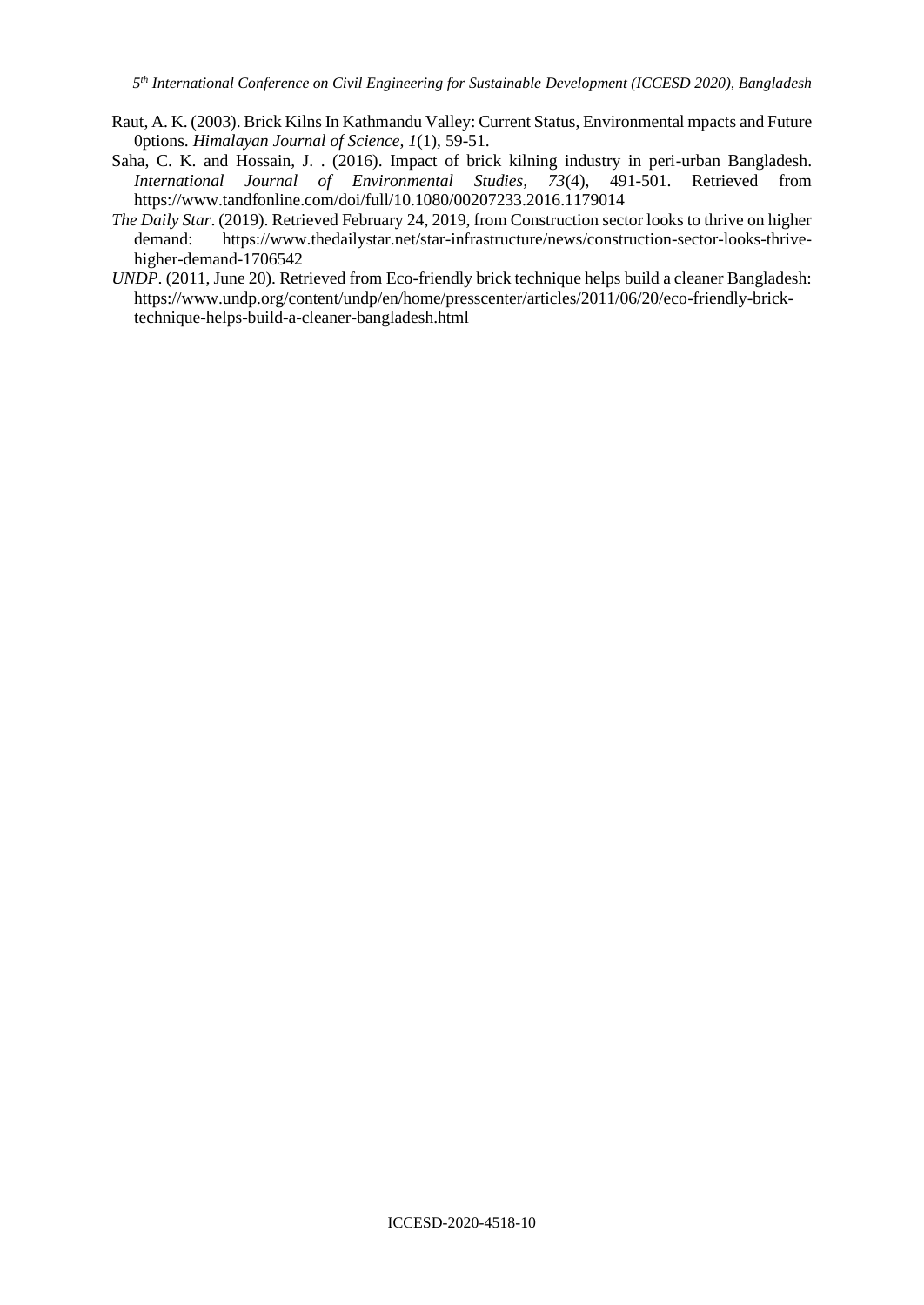Raut, A. K. (2003). Brick Kilns In Kathmandu Valley: Current Status, Environmental mpacts and Future 0ptions. *Himalayan Journal of Science, 1*(1), 59-51.

Saha, C. K. and Hossain, J. . (2016). Impact of brick kilning industry in peri-urban Bangladesh. *International Journal of Environmental Studies, 73*(4), 491-501. Retrieved from https://www.tandfonline.com/doi/full/10.1080/00207233.2016.1179014

*The Daily Star*. (2019). Retrieved February 24, 2019, from Construction sector looks to thrive on higher demand: https://www.thedailystar.net/star-infrastructure/news/construction-sector-looks-thrive-higher-demand-1706542

*UNDP*. (2011, June 20). Retrieved from Eco-friendly brick technique helps build a cleaner Bangladesh: https://www.undp.org/content/undp/en/home/presscenter/articles/2011/06/20/eco-friendly-brick-technique-helps-build-a-cleaner-bangladesh.html